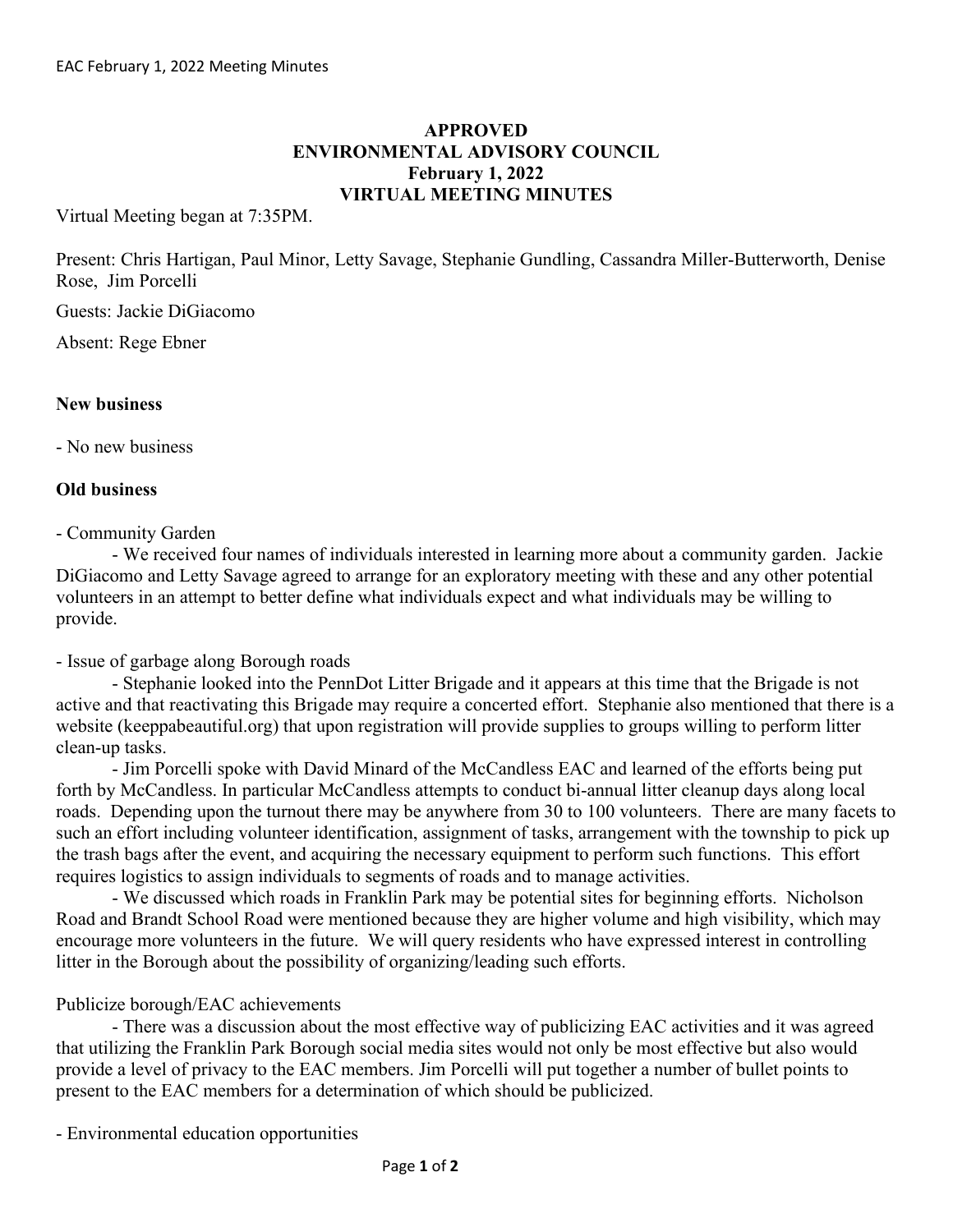**APPROVED**
**ENVIRONMENTAL ADVISORY COUNCIL**
**February 1, 2022**
**VIRTUAL MEETING MINUTES**

Virtual Meeting began at 7:35PM.

Present: Chris Hartigan, Paul Minor, Letty Savage, Stephanie Gundling, Cassandra Miller-Butterworth, Denise Rose, Jim Porcelli

Guests: Jackie DiGiacomo

Absent: Rege Ebner

**New business**

- No new business

**Old business**

- Community Garden
  - We received four names of individuals interested in learning more about a community garden. Jackie DiGiacomo and Letty Savage agreed to arrange for an exploratory meeting with these and any other potential volunteers in an attempt to better define what individuals expect and what individuals may be willing to provide.

- Issue of garbage along Borough roads
  - Stephanie looked into the PennDot Litter Brigade and it appears at this time that the Brigade is not active and that reactivating this Brigade may require a concerted effort. Stephanie also mentioned that there is a website (keeppabeautiful.org) that upon registration will provide supplies to groups willing to perform litter clean-up tasks.
  - Jim Porcelli spoke with David Minard of the McCandless EAC and learned of the efforts being put forth by McCandless. In particular McCandless attempts to conduct bi-annual litter cleanup days along local roads. Depending upon the turnout there may be anywhere from 30 to 100 volunteers. There are many facets to such an effort including volunteer identification, assignment of tasks, arrangement with the township to pick up the trash bags after the event, and acquiring the necessary equipment to perform such functions. This effort requires logistics to assign individuals to segments of roads and to manage activities.
  - We discussed which roads in Franklin Park may be potential sites for beginning efforts. Nicholson Road and Brandt School Road were mentioned because they are higher volume and high visibility, which may encourage more volunteers in the future. We will query residents who have expressed interest in controlling litter in the Borough about the possibility of organizing/leading such efforts.

Publicize borough/EAC achievements

  - There was a discussion about the most effective way of publicizing EAC activities and it was agreed that utilizing the Franklin Park Borough social media sites would not only be most effective but also would provide a level of privacy to the EAC members. Jim Porcelli will put together a number of bullet points to present to the EAC members for a determination of which should be publicized.

- Environmental education opportunities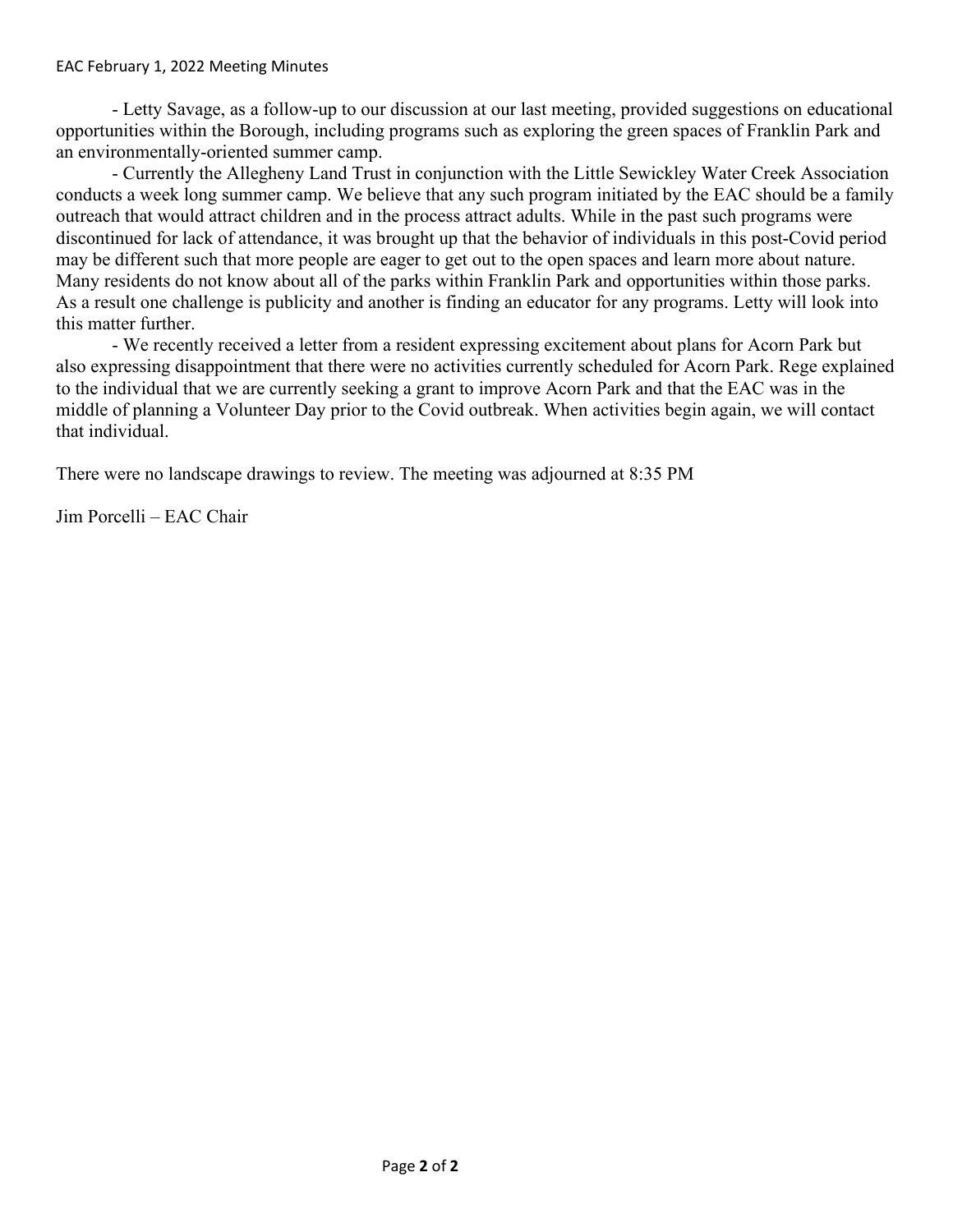- Letty Savage, as a follow-up to our discussion at our last meeting, provided suggestions on educational opportunities within the Borough, including programs such as exploring the green spaces of Franklin Park and an environmentally-oriented summer camp.

- Currently the Allegheny Land Trust in conjunction with the Little Sewickley Water Creek Association conducts a week long summer camp. We believe that any such program initiated by the EAC should be a family outreach that would attract children and in the process attract adults. While in the past such programs were discontinued for lack of attendance, it was brought up that the behavior of individuals in this post-Covid period may be different such that more people are eager to get out to the open spaces and learn more about nature. Many residents do not know about all of the parks within Franklin Park and opportunities within those parks. As a result one challenge is publicity and another is finding an educator for any programs. Letty will look into this matter further.

- We recently received a letter from a resident expressing excitement about plans for Acorn Park but also expressing disappointment that there were no activities currently scheduled for Acorn Park. Rege explained to the individual that we are currently seeking a grant to improve Acorn Park and that the EAC was in the middle of planning a Volunteer Day prior to the Covid outbreak. When activities begin again, we will contact that individual.

There were no landscape drawings to review. The meeting was adjourned at 8:35 PM

Jim Porcelli – EAC Chair